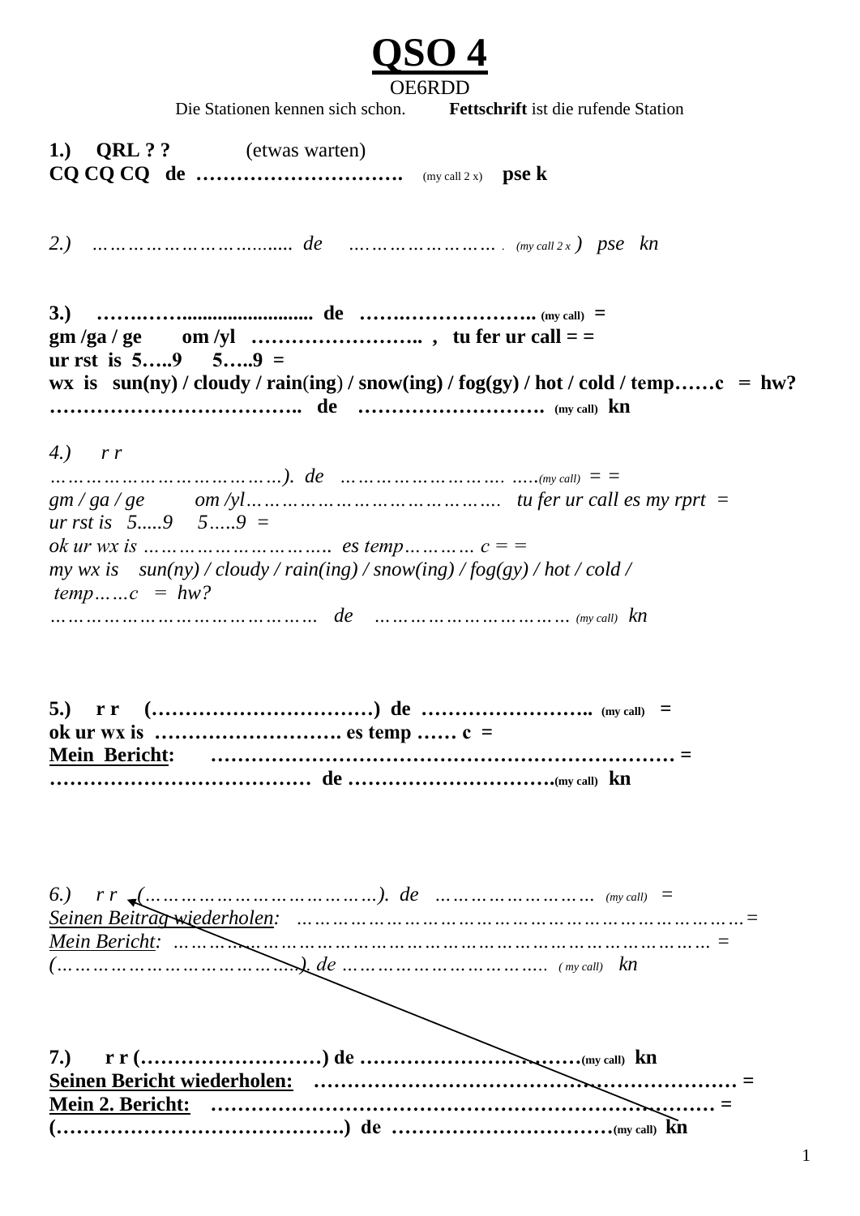# QSO 4

OE6RDD

Die Stationen kennen sich schon. **Fettschrift** ist die rufende Station

**1.) QRL ? ?** (etwas warten)
**CQ CQ CQ de ………………………….** (my call 2 x) **pse k**

*2.) …………………………...... de …………………… . (my call 2 x ) pse kn*

**3.) ……………......................... de …….………………. (my call) =**
**gm /ga / ge om /yl …………………….. , tu fer ur call = =**
**ur rst is 5…..9 5…..9 =**
**wx is sun(ny) / cloudy / rain(ing) / snow(ing) / fog(gy) / hot / cold / temp……c = hw?**
**……………………………….. de ………………………. (my call) kn**

*4.) r r*
*………………………………). de ……………………. …..(my call) = =*
*gm / ga / ge om /yl……………………………………. tu fer ur call es my rprt =*
*ur rst is 5.....9 5…..9 =*
*ok ur wx is ………………………….. es temp………… c = =*
*my wx is sun(ny) / cloudy / rain(ing) / snow(ing) / fog(gy) / hot / cold /*
*temp……c = hw?*
*……………………………………… de …………………………… (my call) kn*

**5.) r r (……………………………) de …………………….. (my call) =**
**ok ur wx is ………………………. es temp …… c =**
**<u>Mein Bericht</u>: …………………………………………………………… =**
**………………………………… de ………………………….(my call) kn**

*6.) r r (………………………………….). de …………………… (my call) =*
*<u>Seinen Beitrag wiederholen</u>: ……………………………………………………………… =*
*<u>Mein Bericht</u>: ……………………………………………………………………………… =*
*(……………………………………). de ……………………………... ( my call) kn*

**7.) r r (………………………) de ……………………………(my call) kn**
**<u>Seinen Bericht wiederholen:</u> ……………………………………………………… =**
**<u>Mein 2. Bericht:</u> ………………………………………………………………… =**
**(…………………………………….) de ……………………………(my call) kn**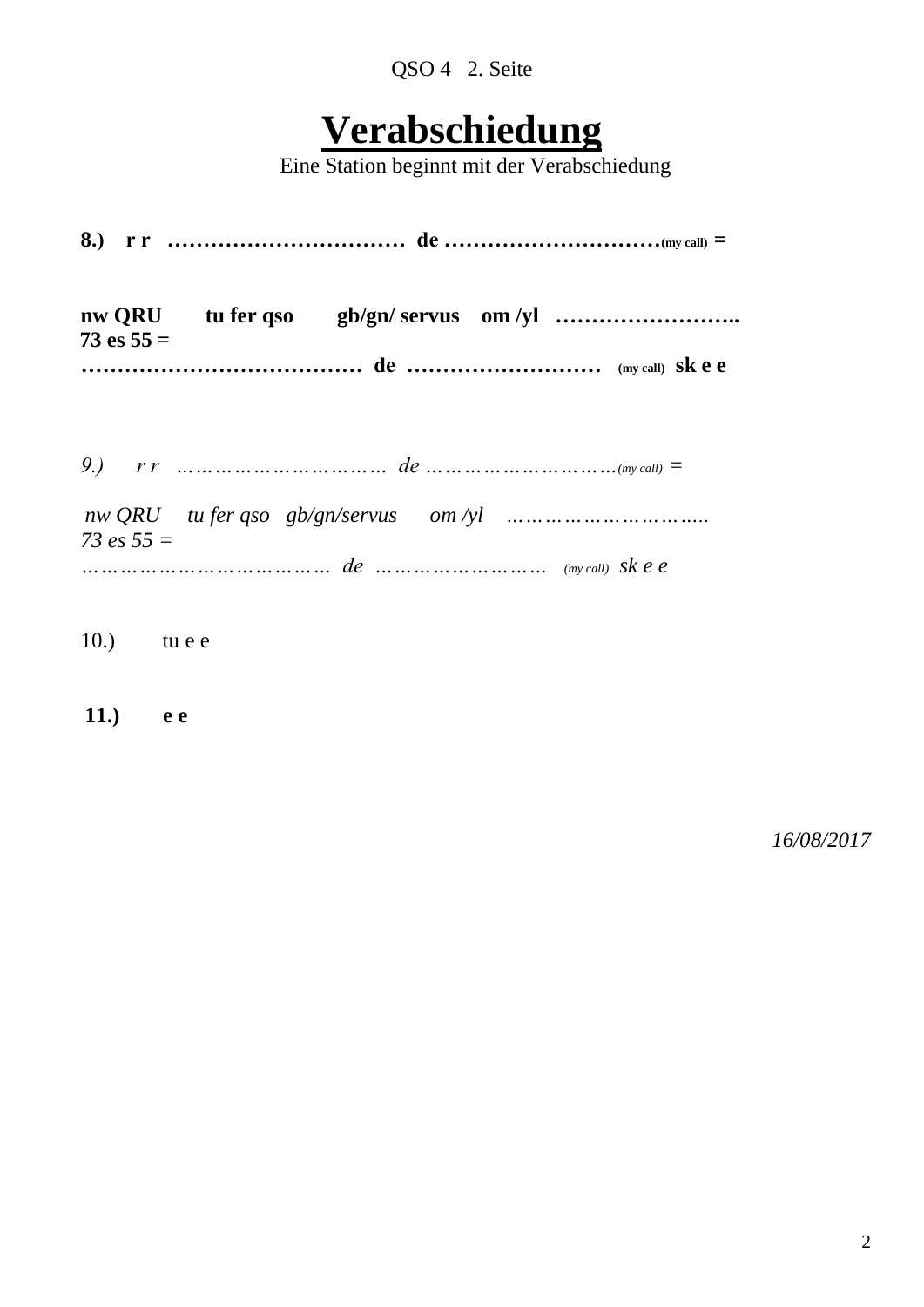QSO 4 2. Seite

# Verabschiedung

Eine Station beginnt mit der Verabschiedung

**8.) r r …………………………… de …………………………(my call) =**

**nw QRU tu fer qso gb/gn/ servus om /yl ……………………..**
**73 es 55 =**
**………………………………… de ……………………… (my call) sk e e**

*9.) r r …………………………… de …………………………(my call) =*

*nw QRU tu fer qso gb/gn/servus om /yl …………………………*
*73 es 55 =*
*………………………………… de …………………… (my call) sk e e*

10.) tu e e

**11.) e e**

*16/08/2017*